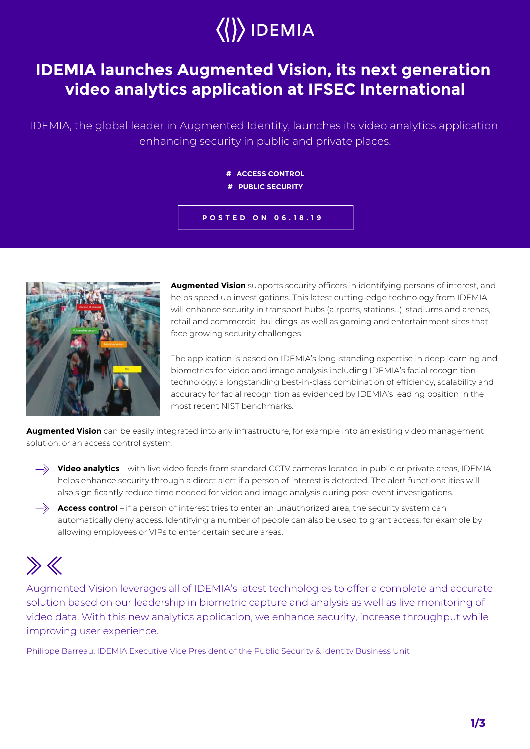IDEMIA

# IDEMIA launches Augmented Vision, its next generation video analytics application at IFSEC International

IDEMIA, the global leader in Augmented Identity, launches its video analytics application enhancing security in public and private places.

# ACCESS CONTROL
# PUBLIC SECURITY

POSTED ON 06.18.19

**Augmented Vision** supports security officers in identifying persons of interest, and helps speed up investigations. This latest cutting-edge technology from IDEMIA will enhance security in transport hubs (airports, stations…), stadiums and arenas, retail and commercial buildings, as well as gaming and entertainment sites that face growing security challenges.

The application is based on IDEMIA's long-standing expertise in deep learning and biometrics for video and image analysis including IDEMIA's facial recognition technology: a longstanding best-in-class combination of efficiency, scalability and accuracy for facial recognition as evidenced by IDEMIA's leading position in the most recent NIST benchmarks.

**Augmented Vision** can be easily integrated into any infrastructure, for example into an existing video management solution, or an access control system:

- **Video analytics** – with live video feeds from standard CCTV cameras located in public or private areas, IDEMIA helps enhance security through a direct alert if a person of interest is detected. The alert functionalities will also significantly reduce time needed for video and image analysis during post-event investigations.
- **Access control** – if a person of interest tries to enter an unauthorized area, the security system can automatically deny access. Identifying a number of people can also be used to grant access, for example by allowing employees or VIPs to enter certain secure areas.

> Augmented Vision leverages all of IDEMIA's latest technologies to offer a complete and accurate solution based on our leadership in biometric capture and analysis as well as live monitoring of video data. With this new analytics application, we enhance security, increase throughput while improving user experience.
>
> Philippe Barreau, IDEMIA Executive Vice President of the Public Security & Identity Business Unit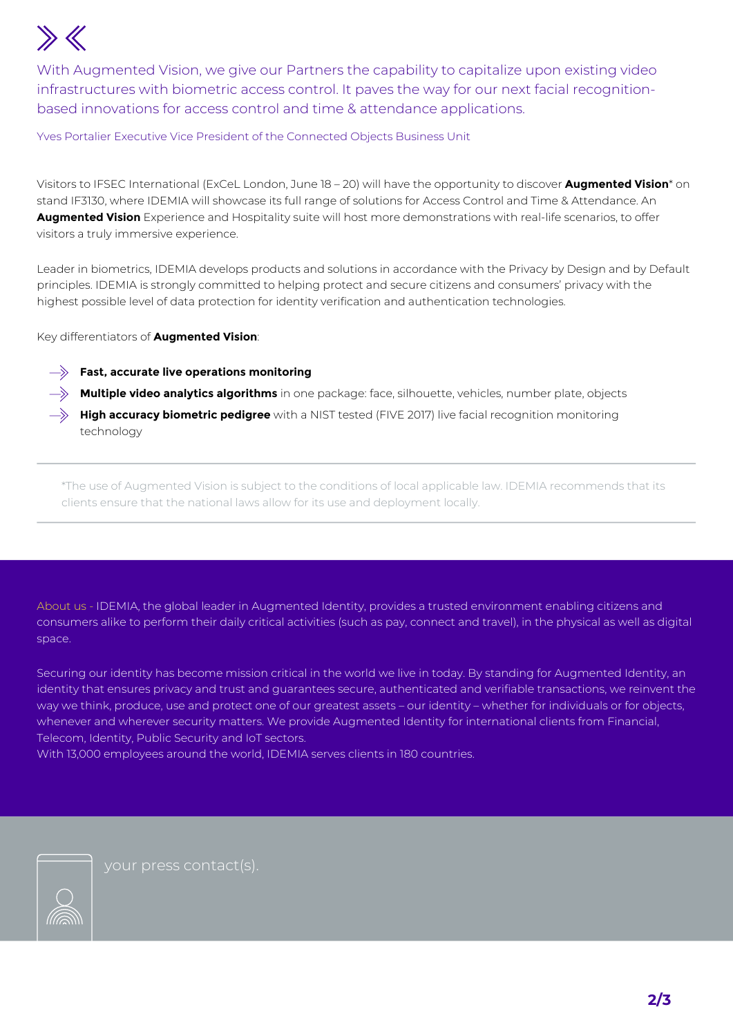*With Augmented Vision, we give our Partners the capability to capitalize upon existing video infrastructures with biometric access control. It paves the way for our next facial recognition-based innovations for access control and time & attendance applications.*

Yves Portalier Executive Vice President of the Connected Objects Business Unit

Visitors to IFSEC International (ExCeL London, June 18 – 20) will have the opportunity to discover **Augmented Vision*** on stand IF3130, where IDEMIA will showcase its full range of solutions for Access Control and Time & Attendance. An **Augmented Vision** Experience and Hospitality suite will host more demonstrations with real-life scenarios, to offer visitors a truly immersive experience.

Leader in biometrics, IDEMIA develops products and solutions in accordance with the Privacy by Design and by Default principles. IDEMIA is strongly committed to helping protect and secure citizens and consumers' privacy with the highest possible level of data protection for identity verification and authentication technologies.

Key differentiators of **Augmented Vision**:

- **Fast, accurate live operations monitoring**
- **Multiple video analytics algorithms** in one package: face, silhouette, vehicles, number plate, objects
- **High accuracy biometric pedigree** with a NIST tested (FIVE 2017) live facial recognition monitoring technology

---

*The use of Augmented Vision is subject to the conditions of local applicable law. IDEMIA recommends that its clients ensure that the national laws allow for its use and deployment locally.

---

About us - IDEMIA, the global leader in Augmented Identity, provides a trusted environment enabling citizens and consumers alike to perform their daily critical activities (such as pay, connect and travel), in the physical as well as digital space.

Securing our identity has become mission critical in the world we live in today. By standing for Augmented Identity, an identity that ensures privacy and trust and guarantees secure, authenticated and verifiable transactions, we reinvent the way we think, produce, use and protect one of our greatest assets – our identity – whether for individuals or for objects, whenever and wherever security matters. We provide Augmented Identity for international clients from Financial, Telecom, Identity, Public Security and IoT sectors.
With 13,000 employees around the world, IDEMIA serves clients in 180 countries.

your press contact(s).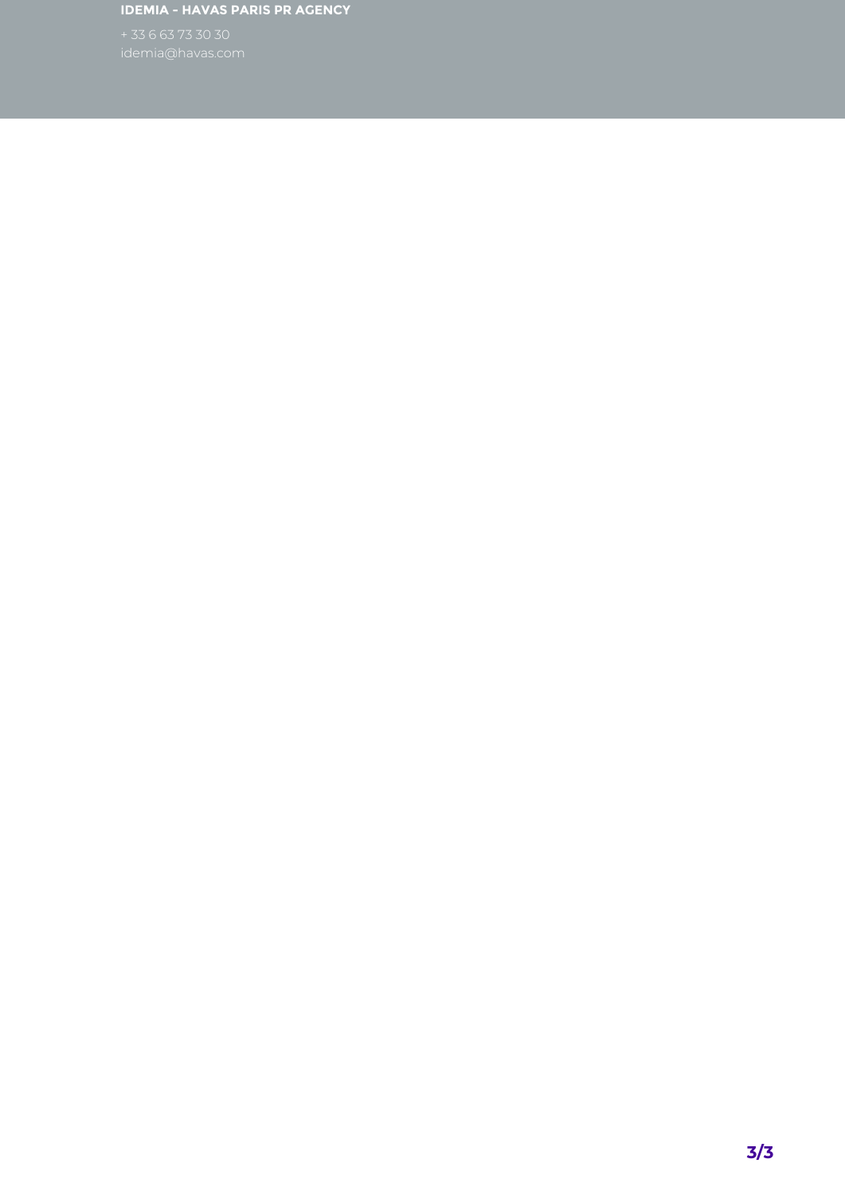**IDEMIA - HAVAS PARIS PR AGENCY**

+ 33 6 63 73 30 30

idemia@havas.com